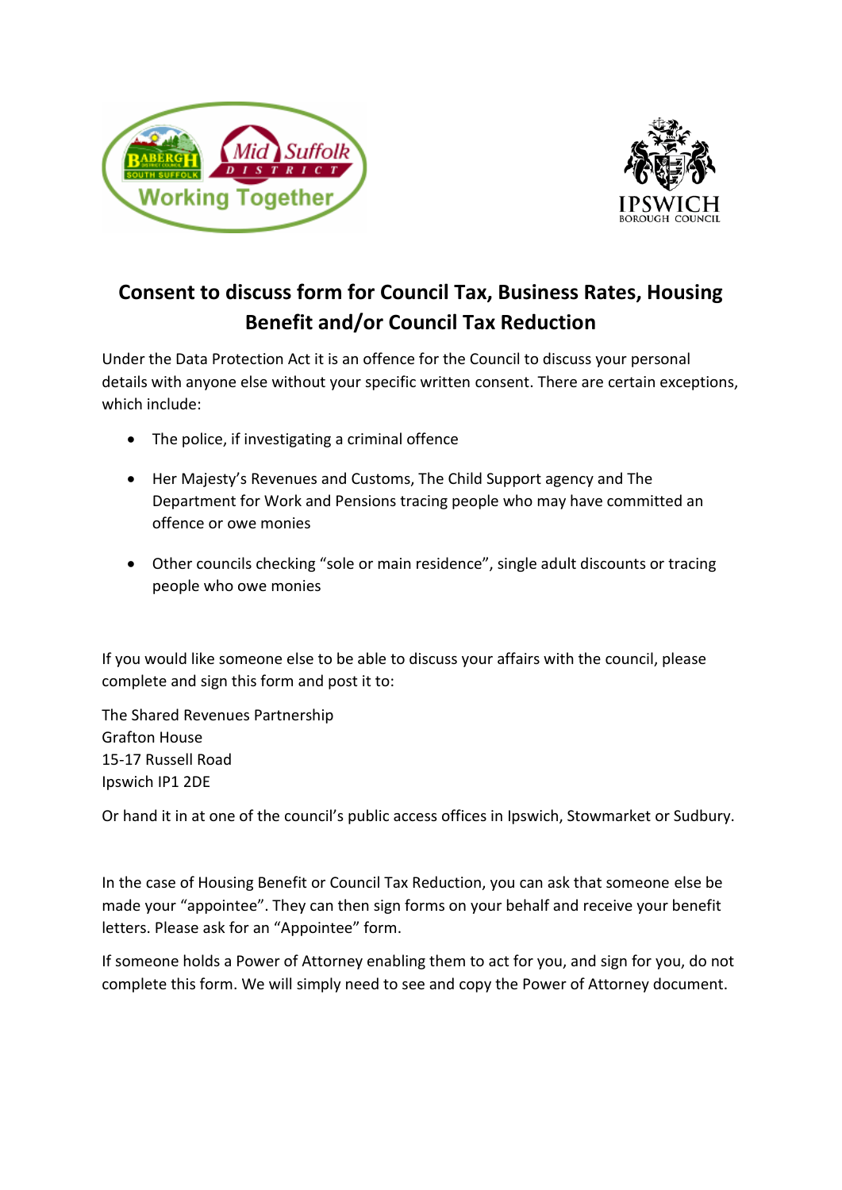# Consent to discuss form for Council Tax, Business Rates, Housing Benefit and/or Council Tax Reduction

Under the Data Protection Act it is an offence for the Council to discuss your personal details with anyone else without your specific written consent. There are certain exceptions, which include:

- The police, if investigating a criminal offence
- Her Majesty's Revenues and Customs, The Child Support agency and The Department for Work and Pensions tracing people who may have committed an offence or owe monies
- Other councils checking "sole or main residence", single adult discounts or tracing people who owe monies

If you would like someone else to be able to discuss your affairs with the council, please complete and sign this form and post it to:

The Shared Revenues Partnership
Grafton House
15-17 Russell Road
Ipswich IP1 2DE

Or hand it in at one of the council's public access offices in Ipswich, Stowmarket or Sudbury.

In the case of Housing Benefit or Council Tax Reduction, you can ask that someone else be made your "appointee". They can then sign forms on your behalf and receive your benefit letters. Please ask for an "Appointee" form.

If someone holds a Power of Attorney enabling them to act for you, and sign for you, do not complete this form. We will simply need to see and copy the Power of Attorney document.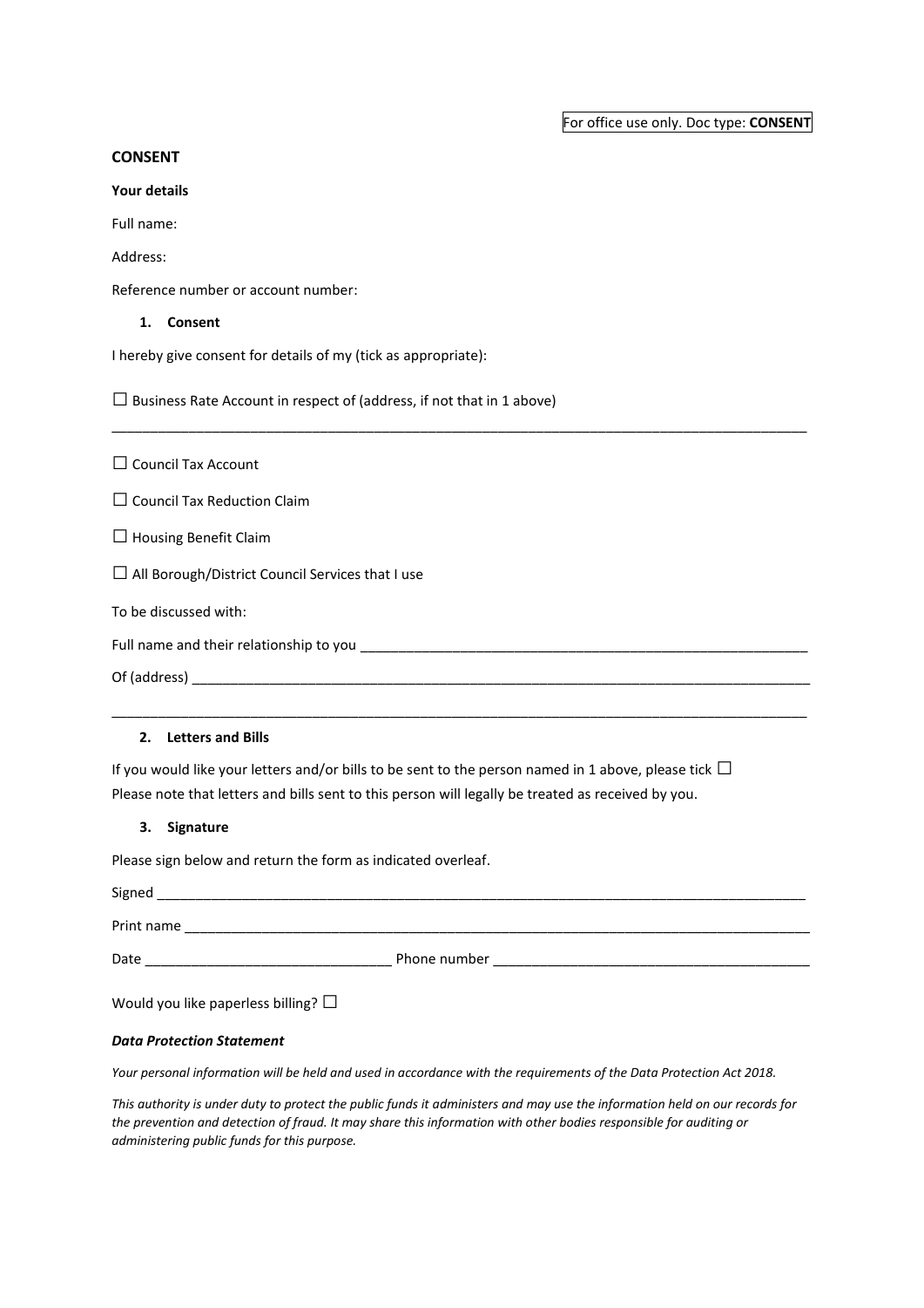For office use only. Doc type: **CONSENT**

## CONSENT

**Your details**

Full name:

Address:

Reference number or account number:

### 1. Consent

I hereby give consent for details of my (tick as appropriate):

☐ Business Rate Account in respect of (address, if not that in 1 above)

_______________________________________________________________________________________

☐ Council Tax Account

☐ Council Tax Reduction Claim

☐ Housing Benefit Claim

☐ All Borough/District Council Services that I use

To be discussed with:

Full name and their relationship to you _______________________________________________________

Of (address) _____________________________________________________________________________

_______________________________________________________________________________________

### 2. Letters and Bills

If you would like your letters and/or bills to be sent to the person named in 1 above, please tick ☐
Please note that letters and bills sent to this person will legally be treated as received by you.

### 3. Signature

Please sign below and return the form as indicated overleaf.

Signed ________________________________________________________________________________

Print name _____________________________________________________________________________

Date _______________________________ Phone number ________________________________________

Would you like paperless billing? ☐

***Data Protection Statement***

*Your personal information will be held and used in accordance with the requirements of the Data Protection Act 2018.*

*This authority is under duty to protect the public funds it administers and may use the information held on our records for the prevention and detection of fraud. It may share this information with other bodies responsible for auditing or administering public funds for this purpose.*